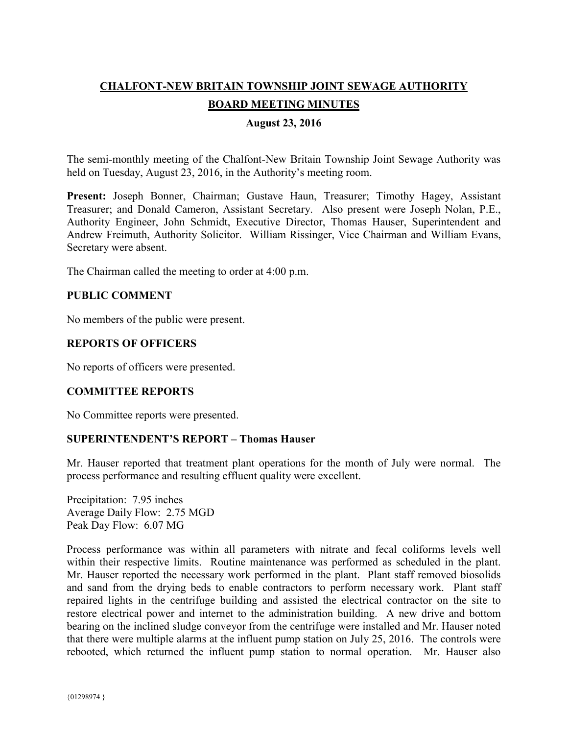# CHALFONT-NEW BRITAIN TOWNSHIP JOINT SEWAGE AUTHORITY

## BOARD MEETING MINUTES

### August 23, 2016

The semi-monthly meeting of the Chalfont-New Britain Township Joint Sewage Authority was held on Tuesday, August 23, 2016, in the Authority's meeting room.

**Present:** Joseph Bonner, Chairman; Gustave Haun, Treasurer; Timothy Hagey, Assistant Treasurer; and Donald Cameron, Assistant Secretary. Also present were Joseph Nolan, P.E., Authority Engineer, John Schmidt, Executive Director, Thomas Hauser, Superintendent and Andrew Freimuth, Authority Solicitor. William Rissinger, Vice Chairman and William Evans, Secretary were absent.

The Chairman called the meeting to order at 4:00 p.m.

**PUBLIC COMMENT**

No members of the public were present.

**REPORTS OF OFFICERS**

No reports of officers were presented.

**COMMITTEE REPORTS**

No Committee reports were presented.

**SUPERINTENDENT'S REPORT – Thomas Hauser**

Mr. Hauser reported that treatment plant operations for the month of July were normal. The process performance and resulting effluent quality were excellent.

Precipitation: 7.95 inches
Average Daily Flow: 2.75 MGD
Peak Day Flow: 6.07 MG

Process performance was within all parameters with nitrate and fecal coliforms levels well within their respective limits. Routine maintenance was performed as scheduled in the plant. Mr. Hauser reported the necessary work performed in the plant. Plant staff removed biosolids and sand from the drying beds to enable contractors to perform necessary work. Plant staff repaired lights in the centrifuge building and assisted the electrical contractor on the site to restore electrical power and internet to the administration building. A new drive and bottom bearing on the inclined sludge conveyor from the centrifuge were installed and Mr. Hauser noted that there were multiple alarms at the influent pump station on July 25, 2016. The controls were rebooted, which returned the influent pump station to normal operation. Mr. Hauser also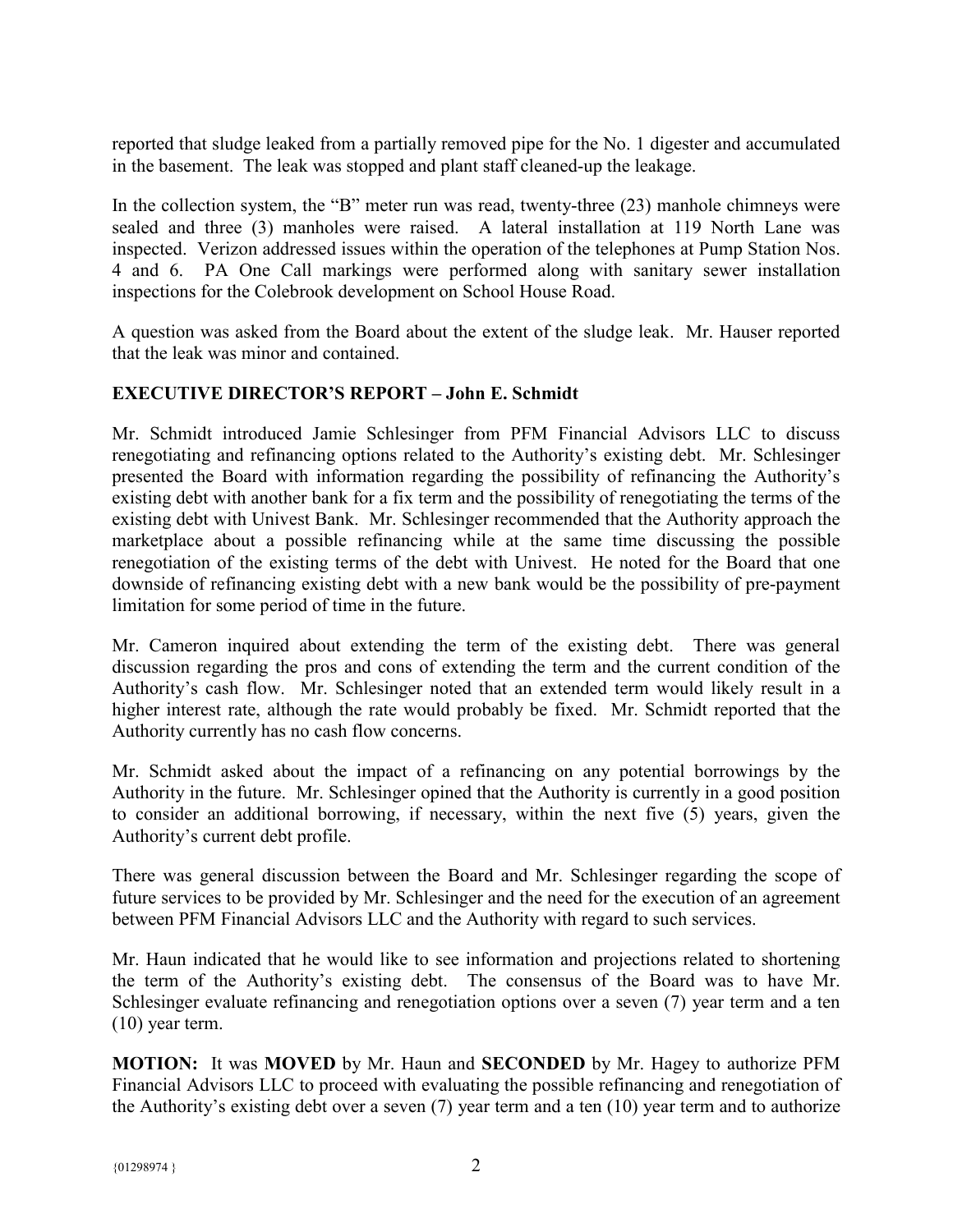reported that sludge leaked from a partially removed pipe for the No. 1 digester and accumulated in the basement. The leak was stopped and plant staff cleaned-up the leakage.

In the collection system, the "B" meter run was read, twenty-three (23) manhole chimneys were sealed and three (3) manholes were raised. A lateral installation at 119 North Lane was inspected. Verizon addressed issues within the operation of the telephones at Pump Station Nos. 4 and 6. PA One Call markings were performed along with sanitary sewer installation inspections for the Colebrook development on School House Road.

A question was asked from the Board about the extent of the sludge leak. Mr. Hauser reported that the leak was minor and contained.

**EXECUTIVE DIRECTOR'S REPORT – John E. Schmidt**

Mr. Schmidt introduced Jamie Schlesinger from PFM Financial Advisors LLC to discuss renegotiating and refinancing options related to the Authority's existing debt. Mr. Schlesinger presented the Board with information regarding the possibility of refinancing the Authority's existing debt with another bank for a fix term and the possibility of renegotiating the terms of the existing debt with Univest Bank. Mr. Schlesinger recommended that the Authority approach the marketplace about a possible refinancing while at the same time discussing the possible renegotiation of the existing terms of the debt with Univest. He noted for the Board that one downside of refinancing existing debt with a new bank would be the possibility of pre-payment limitation for some period of time in the future.

Mr. Cameron inquired about extending the term of the existing debt. There was general discussion regarding the pros and cons of extending the term and the current condition of the Authority's cash flow. Mr. Schlesinger noted that an extended term would likely result in a higher interest rate, although the rate would probably be fixed. Mr. Schmidt reported that the Authority currently has no cash flow concerns.

Mr. Schmidt asked about the impact of a refinancing on any potential borrowings by the Authority in the future. Mr. Schlesinger opined that the Authority is currently in a good position to consider an additional borrowing, if necessary, within the next five (5) years, given the Authority's current debt profile.

There was general discussion between the Board and Mr. Schlesinger regarding the scope of future services to be provided by Mr. Schlesinger and the need for the execution of an agreement between PFM Financial Advisors LLC and the Authority with regard to such services.

Mr. Haun indicated that he would like to see information and projections related to shortening the term of the Authority's existing debt. The consensus of the Board was to have Mr. Schlesinger evaluate refinancing and renegotiation options over a seven (7) year term and a ten (10) year term.

**MOTION:** It was **MOVED** by Mr. Haun and **SECONDED** by Mr. Hagey to authorize PFM Financial Advisors LLC to proceed with evaluating the possible refinancing and renegotiation of the Authority's existing debt over a seven (7) year term and a ten (10) year term and to authorize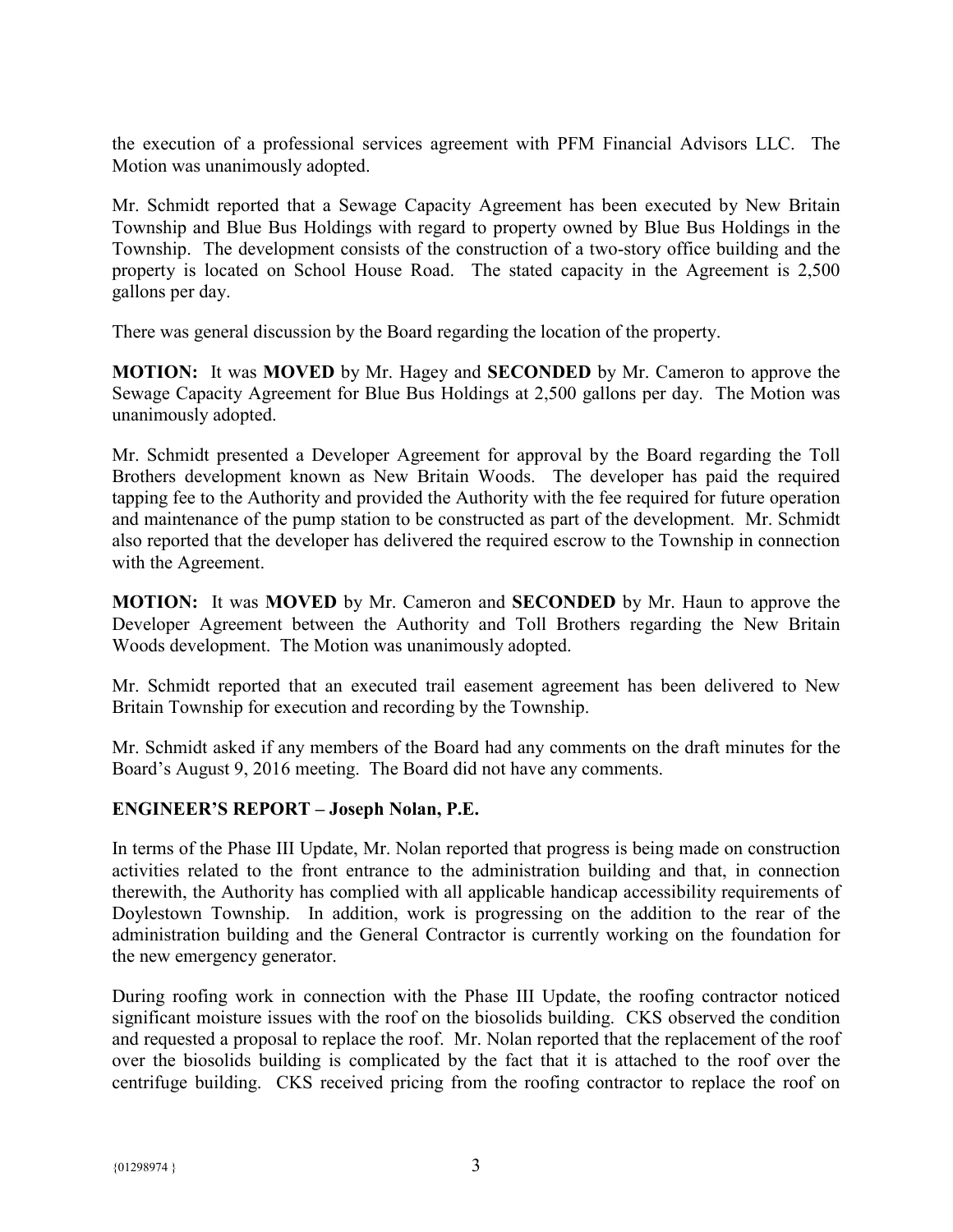the execution of a professional services agreement with PFM Financial Advisors LLC. The Motion was unanimously adopted.

Mr. Schmidt reported that a Sewage Capacity Agreement has been executed by New Britain Township and Blue Bus Holdings with regard to property owned by Blue Bus Holdings in the Township. The development consists of the construction of a two-story office building and the property is located on School House Road. The stated capacity in the Agreement is 2,500 gallons per day.

There was general discussion by the Board regarding the location of the property.

**MOTION:** It was **MOVED** by Mr. Hagey and **SECONDED** by Mr. Cameron to approve the Sewage Capacity Agreement for Blue Bus Holdings at 2,500 gallons per day. The Motion was unanimously adopted.

Mr. Schmidt presented a Developer Agreement for approval by the Board regarding the Toll Brothers development known as New Britain Woods. The developer has paid the required tapping fee to the Authority and provided the Authority with the fee required for future operation and maintenance of the pump station to be constructed as part of the development. Mr. Schmidt also reported that the developer has delivered the required escrow to the Township in connection with the Agreement.

**MOTION:** It was **MOVED** by Mr. Cameron and **SECONDED** by Mr. Haun to approve the Developer Agreement between the Authority and Toll Brothers regarding the New Britain Woods development. The Motion was unanimously adopted.

Mr. Schmidt reported that an executed trail easement agreement has been delivered to New Britain Township for execution and recording by the Township.

Mr. Schmidt asked if any members of the Board had any comments on the draft minutes for the Board's August 9, 2016 meeting. The Board did not have any comments.

## ENGINEER'S REPORT – Joseph Nolan, P.E.

In terms of the Phase III Update, Mr. Nolan reported that progress is being made on construction activities related to the front entrance to the administration building and that, in connection therewith, the Authority has complied with all applicable handicap accessibility requirements of Doylestown Township. In addition, work is progressing on the addition to the rear of the administration building and the General Contractor is currently working on the foundation for the new emergency generator.

During roofing work in connection with the Phase III Update, the roofing contractor noticed significant moisture issues with the roof on the biosolids building. CKS observed the condition and requested a proposal to replace the roof. Mr. Nolan reported that the replacement of the roof over the biosolids building is complicated by the fact that it is attached to the roof over the centrifuge building. CKS received pricing from the roofing contractor to replace the roof on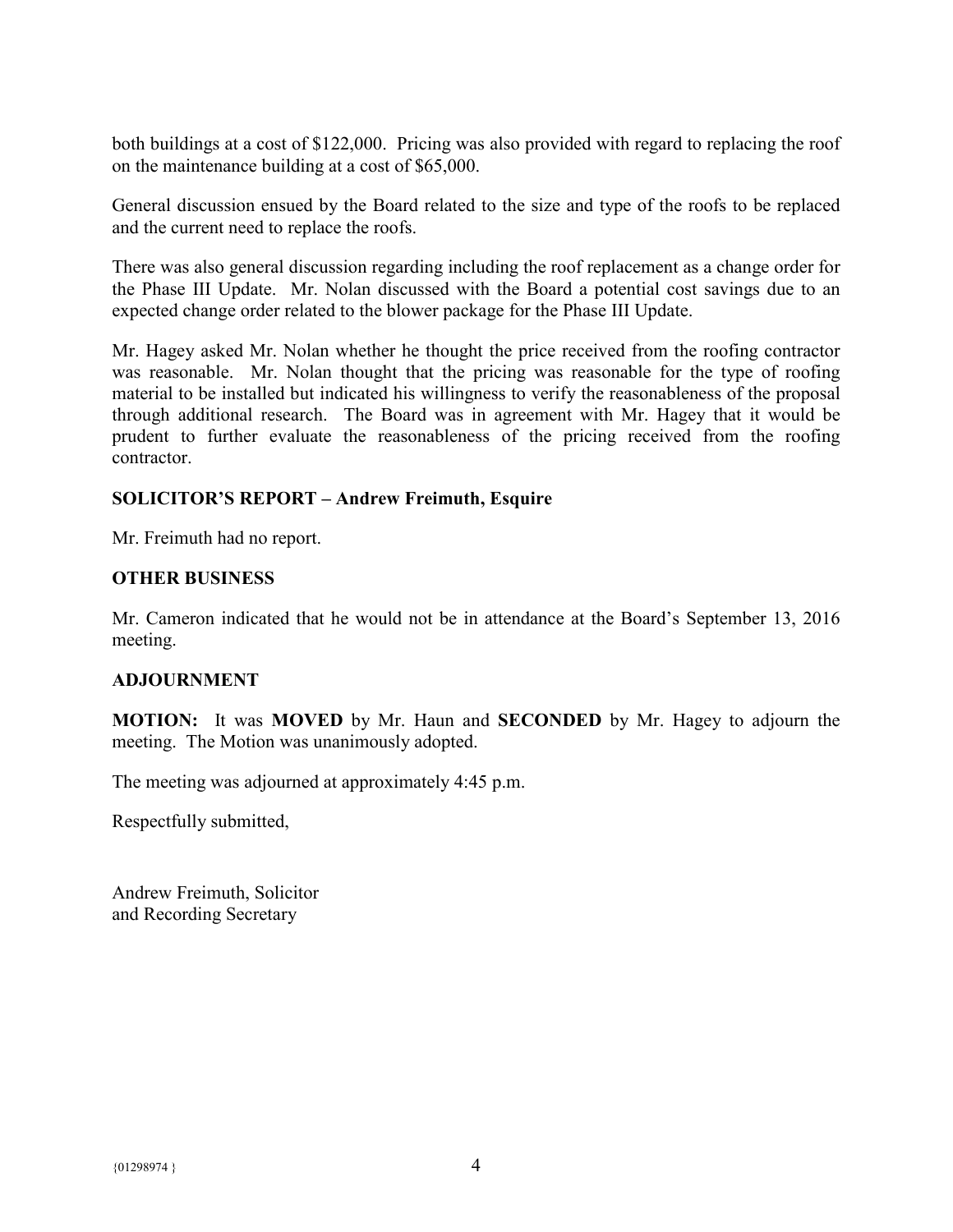both buildings at a cost of $122,000. Pricing was also provided with regard to replacing the roof on the maintenance building at a cost of $65,000.

General discussion ensued by the Board related to the size and type of the roofs to be replaced and the current need to replace the roofs.

There was also general discussion regarding including the roof replacement as a change order for the Phase III Update. Mr. Nolan discussed with the Board a potential cost savings due to an expected change order related to the blower package for the Phase III Update.

Mr. Hagey asked Mr. Nolan whether he thought the price received from the roofing contractor was reasonable. Mr. Nolan thought that the pricing was reasonable for the type of roofing material to be installed but indicated his willingness to verify the reasonableness of the proposal through additional research. The Board was in agreement with Mr. Hagey that it would be prudent to further evaluate the reasonableness of the pricing received from the roofing contractor.

**SOLICITOR'S REPORT – Andrew Freimuth, Esquire**

Mr. Freimuth had no report.

**OTHER BUSINESS**

Mr. Cameron indicated that he would not be in attendance at the Board's September 13, 2016 meeting.

**ADJOURNMENT**

**MOTION:** It was **MOVED** by Mr. Haun and **SECONDED** by Mr. Hagey to adjourn the meeting. The Motion was unanimously adopted.

The meeting was adjourned at approximately 4:45 p.m.

Respectfully submitted,

Andrew Freimuth, Solicitor
and Recording Secretary

{01298974 }